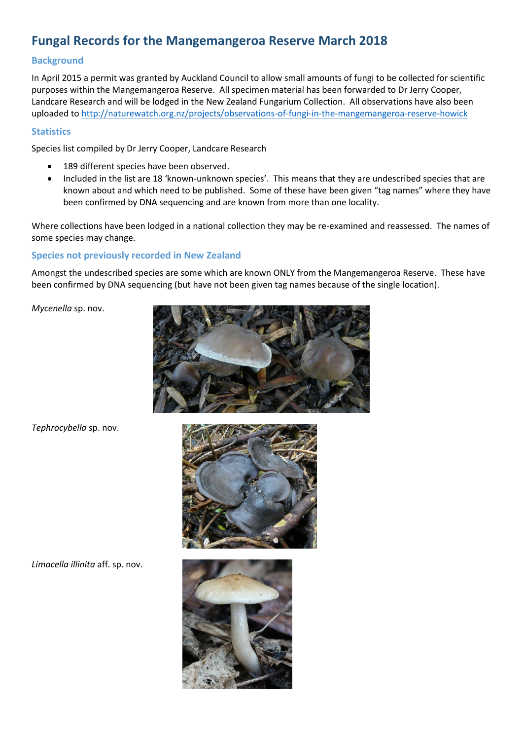# Fungal Records for the Mangemangeroa Reserve March 2018

## Background

In April 2015 a permit was granted by Auckland Council to allow small amounts of fungi to be collected for scientific purposes within the Mangemangeroa Reserve. All specimen material has been forwarded to Dr Jerry Cooper, Landcare Research and will be lodged in the New Zealand Fungarium Collection. All observations have also been uploaded to http://naturewatch.org.nz/projects/observations-of-fungi-in-the-mangemangeroa-reserve-howick

## Statistics

Species list compiled by Dr Jerry Cooper, Landcare Research

- 189 different species have been observed.
- Included in the list are 18 'known-unknown species'. This means that they are undescribed species that are known about and which need to be published. Some of these have been given "tag names" where they have been confirmed by DNA sequencing and are known from more than one locality.

Where collections have been lodged in a national collection they may be re-examined and reassessed. The names of some species may change.

## Species not previously recorded in New Zealand

Amongst the undescribed species are some which are known ONLY from the Mangemangeroa Reserve. These have been confirmed by DNA sequencing (but have not been given tag names because of the single location).

*Mycenella* sp. nov.

*Tephrocybella* sp. nov.

*Limacella illinita* aff. sp. nov.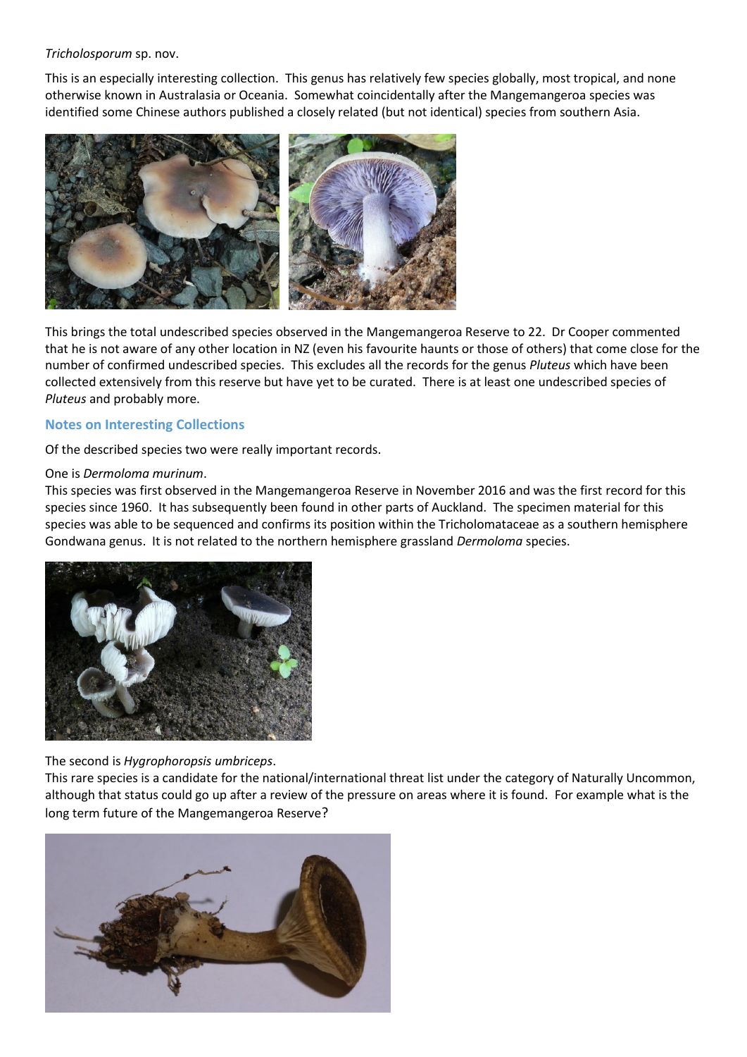*Tricholosporum* sp. nov.

This is an especially interesting collection. This genus has relatively few species globally, most tropical, and none otherwise known in Australasia or Oceania. Somewhat coincidentally after the Mangemangeroa species was identified some Chinese authors published a closely related (but not identical) species from southern Asia.

This brings the total undescribed species observed in the Mangemangeroa Reserve to 22. Dr Cooper commented that he is not aware of any other location in NZ (even his favourite haunts or those of others) that come close for the number of confirmed undescribed species. This excludes all the records for the genus *Pluteus* which have been collected extensively from this reserve but have yet to be curated. There is at least one undescribed species of *Pluteus* and probably more.

## Notes on Interesting Collections

Of the described species two were really important records.

One is *Dermoloma murinum*.
This species was first observed in the Mangemangeroa Reserve in November 2016 and was the first record for this species since 1960. It has subsequently been found in other parts of Auckland. The specimen material for this species was able to be sequenced and confirms its position within the Tricholomataceae as a southern hemisphere Gondwana genus. It is not related to the northern hemisphere grassland *Dermoloma* species.

The second is *Hygrophoropsis umbriceps*.
This rare species is a candidate for the national/international threat list under the category of Naturally Uncommon, although that status could go up after a review of the pressure on areas where it is found. For example what is the long term future of the Mangemangeroa Reserve?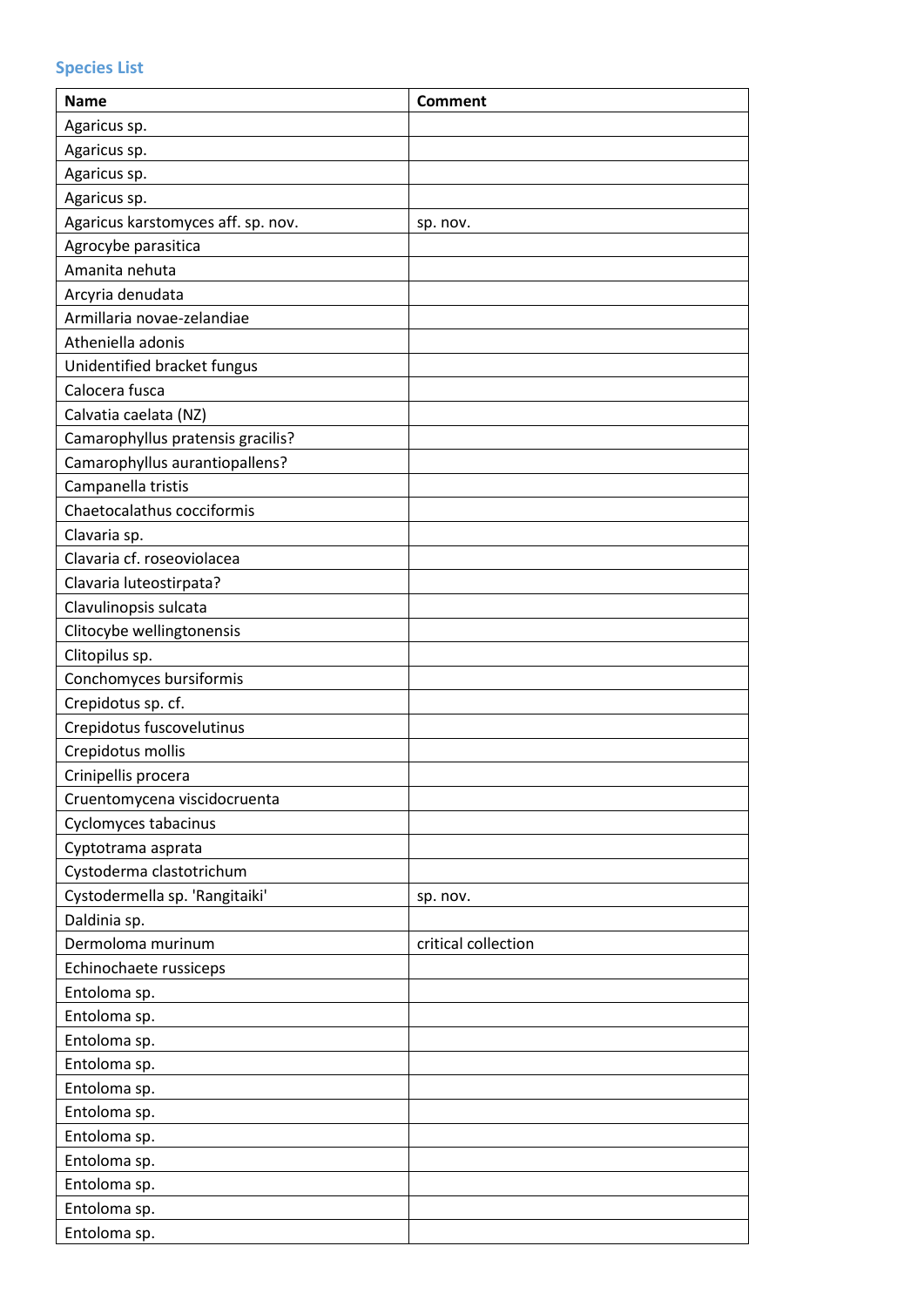### Species List

| Name | Comment |
| --- | --- |
| Agaricus sp. | |
| Agaricus sp. | |
| Agaricus sp. | |
| Agaricus sp. | |
| Agaricus karstomyces aff. sp. nov. | sp. nov. |
| Agrocybe parasitica | |
| Amanita nehuta | |
| Arcyria denudata | |
| Armillaria novae-zelandiae | |
| Atheniella adonis | |
| Unidentified bracket fungus | |
| Calocera fusca | |
| Calvatia caelata (NZ) | |
| Camarophyllus pratensis gracilis? | |
| Camarophyllus aurantiopallens? | |
| Campanella tristis | |
| Chaetocalathus cocciformis | |
| Clavaria sp. | |
| Clavaria cf. roseoviolacea | |
| Clavaria luteostirpata? | |
| Clavulinopsis sulcata | |
| Clitocybe wellingtonensis | |
| Clitopilus sp. | |
| Conchomyces bursiformis | |
| Crepidotus sp. cf. | |
| Crepidotus fuscovelutinus | |
| Crepidotus mollis | |
| Crinipellis procera | |
| Cruentomycena viscidocruenta | |
| Cyclomyces tabacinus | |
| Cyptotrama asprata | |
| Cystoderma clastotrichum | |
| Cystodermella sp. 'Rangitaiki' | sp. nov. |
| Daldinia sp. | |
| Dermoloma murinum | critical collection |
| Echinochaete russiceps | |
| Entoloma sp. | |
| Entoloma sp. | |
| Entoloma sp. | |
| Entoloma sp. | |
| Entoloma sp. | |
| Entoloma sp. | |
| Entoloma sp. | |
| Entoloma sp. | |
| Entoloma sp. | |
| Entoloma sp. | |
| Entoloma sp. | |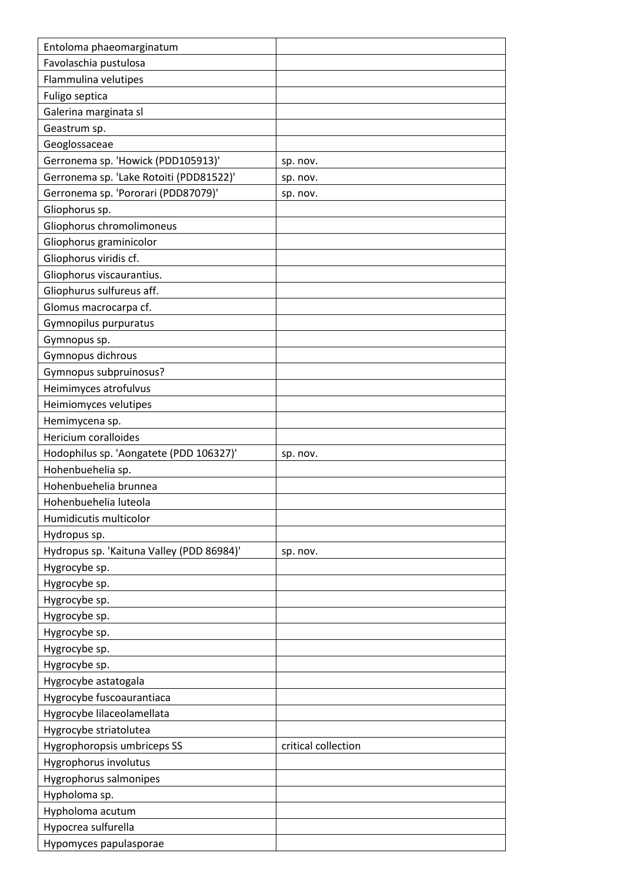| Entoloma phaeomarginatum | |
|---|---|
| Favolaschia pustulosa | |
| Flammulina velutipes | |
| Fuligo septica | |
| Galerina marginata sl | |
| Geastrum sp. | |
| Geoglossaceae | |
| Gerronema sp. 'Howick (PDD105913)' | sp. nov. |
| Gerronema sp. 'Lake Rotoiti (PDD81522)' | sp. nov. |
| Gerronema sp. 'Pororari (PDD87079)' | sp. nov. |
| Gliophorus sp. | |
| Gliophorus chromolimoneus | |
| Gliophorus graminicolor | |
| Gliophorus viridis cf. | |
| Gliophorus viscaurantius. | |
| Gliophurus sulfureus aff. | |
| Glomus macrocarpa cf. | |
| Gymnopilus purpuratus | |
| Gymnopus sp. | |
| Gymnopus dichrous | |
| Gymnopus subpruinosus? | |
| Heimimyces atrofulvus | |
| Heimiomyces velutipes | |
| Hemimycena sp. | |
| Hericium coralloides | |
| Hodophilus sp. 'Aongatete (PDD 106327)' | sp. nov. |
| Hohenbuehelia sp. | |
| Hohenbuehelia brunnea | |
| Hohenbuehelia luteola | |
| Humidicutis multicolor | |
| Hydropus sp. | |
| Hydropus sp. 'Kaituna Valley (PDD 86984)' | sp. nov. |
| Hygrocybe sp. | |
| Hygrocybe sp. | |
| Hygrocybe sp. | |
| Hygrocybe sp. | |
| Hygrocybe sp. | |
| Hygrocybe sp. | |
| Hygrocybe sp. | |
| Hygrocybe astatogala | |
| Hygrocybe fuscoaurantiaca | |
| Hygrocybe lilaceolamellata | |
| Hygrocybe striatolutea | |
| Hygrophoropsis umbriceps SS | critical collection |
| Hygrophorus involutus | |
| Hygrophorus salmonipes | |
| Hypholoma sp. | |
| Hypholoma acutum | |
| Hypocrea sulfurella | |
| Hypomyces papulasporae | |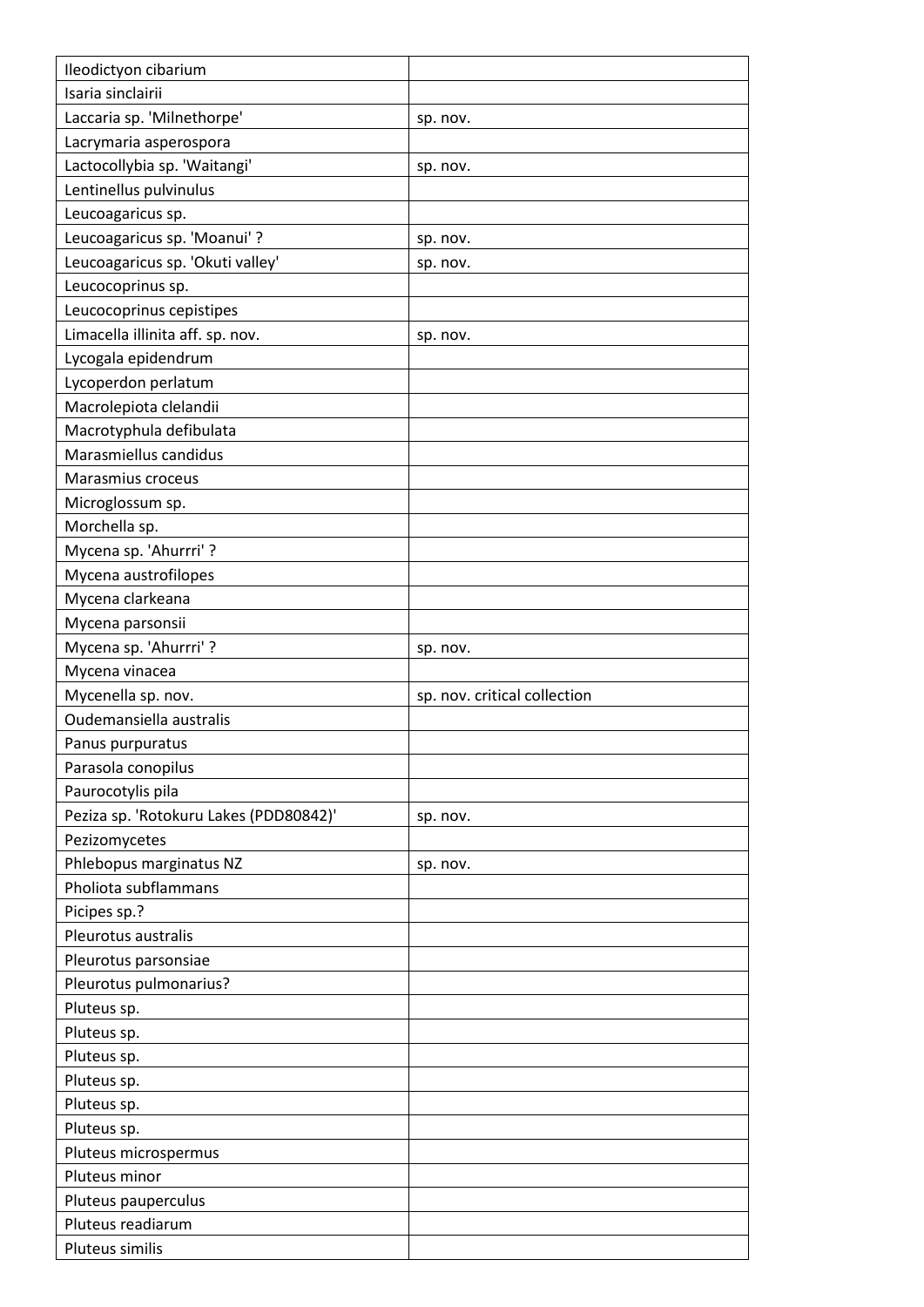| | |
|---|---|
| Ileodictyon cibarium | |
| Isaria sinclairii | |
| Laccaria sp. 'Milnethorpe' | sp. nov. |
| Lacrymaria asperospora | |
| Lactocollybia sp. 'Waitangi' | sp. nov. |
| Lentinellus pulvinulus | |
| Leucoagaricus sp. | |
| Leucoagaricus sp. 'Moanui' ? | sp. nov. |
| Leucoagaricus sp. 'Okuti valley' | sp. nov. |
| Leucocoprinus sp. | |
| Leucocoprinus cepistipes | |
| Limacella illinita aff. sp. nov. | sp. nov. |
| Lycogala epidendrum | |
| Lycoperdon perlatum | |
| Macrolepiota clelandii | |
| Macrotyphula defibulata | |
| Marasmiellus candidus | |
| Marasmius croceus | |
| Microglossum sp. | |
| Morchella sp. | |
| Mycena sp. 'Ahurrri' ? | |
| Mycena austrofilopes | |
| Mycena clarkeana | |
| Mycena parsonsii | |
| Mycena sp. 'Ahurrri' ? | sp. nov. |
| Mycena vinacea | |
| Mycenella sp. nov. | sp. nov. critical collection |
| Oudemansiella australis | |
| Panus purpuratus | |
| Parasola conopilus | |
| Paurocotylis pila | |
| Peziza sp. 'Rotokuru Lakes (PDD80842)' | sp. nov. |
| Pezizomycetes | |
| Phlebopus marginatus NZ | sp. nov. |
| Pholiota subflammans | |
| Picipes sp.? | |
| Pleurotus australis | |
| Pleurotus parsonsiae | |
| Pleurotus pulmonarius? | |
| Pluteus sp. | |
| Pluteus sp. | |
| Pluteus sp. | |
| Pluteus sp. | |
| Pluteus sp. | |
| Pluteus sp. | |
| Pluteus microspermus | |
| Pluteus minor | |
| Pluteus pauperculus | |
| Pluteus readiarum | |
| Pluteus similis | |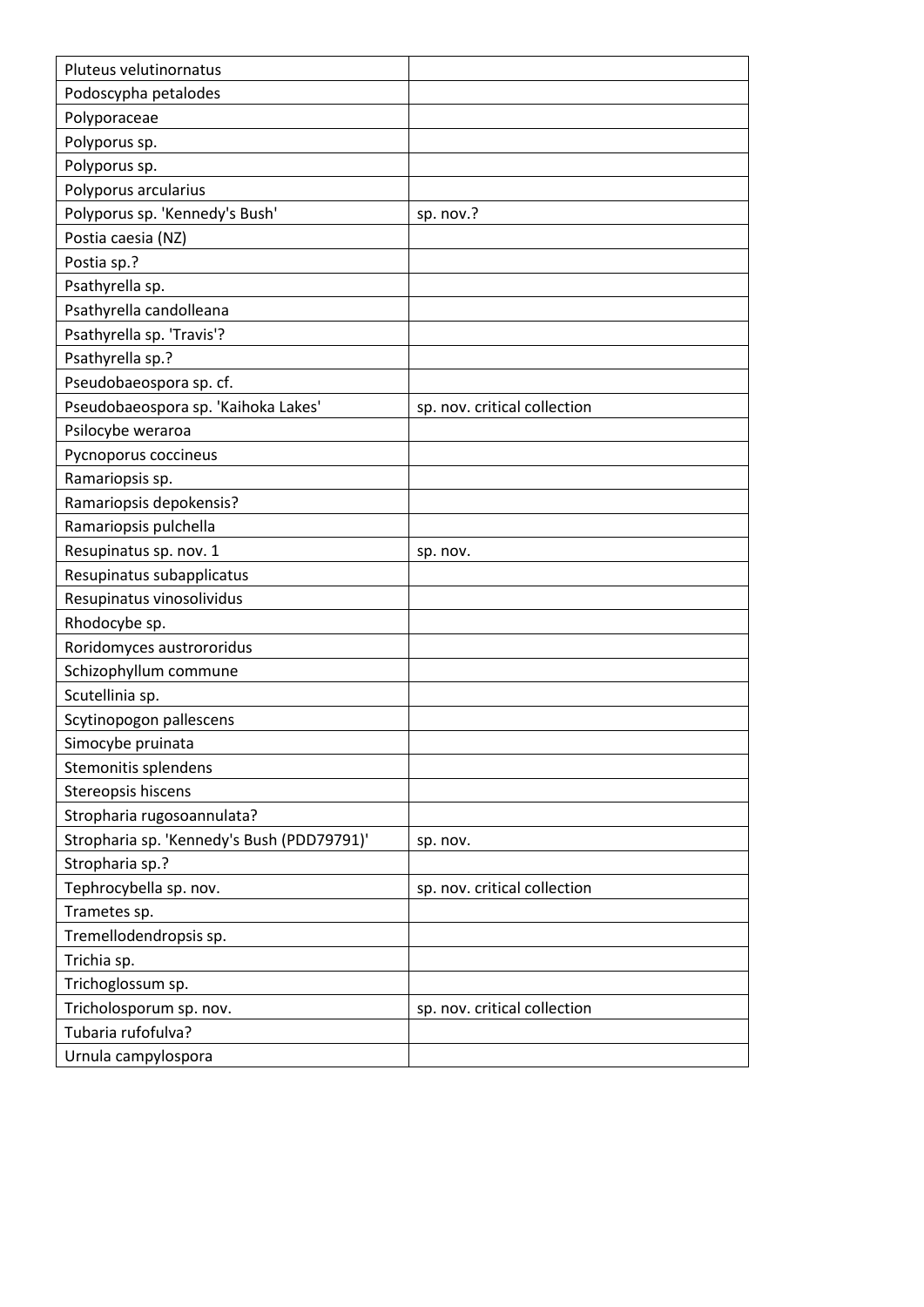| | |
|---|---|
| Pluteus velutinornatus | |
| Podoscypha petalodes | |
| Polyporaceae | |
| Polyporus sp. | |
| Polyporus sp. | |
| Polyporus arcularius | |
| Polyporus sp. 'Kennedy's Bush' | sp. nov.? |
| Postia caesia (NZ) | |
| Postia sp.? | |
| Psathyrella sp. | |
| Psathyrella candolleana | |
| Psathyrella sp. 'Travis'? | |
| Psathyrella sp.? | |
| Pseudobaeospora sp. cf. | |
| Pseudobaeospora sp. 'Kaihoka Lakes' | sp. nov. critical collection |
| Psilocybe weraroa | |
| Pycnoporus coccineus | |
| Ramariopsis sp. | |
| Ramariopsis depokensis? | |
| Ramariopsis pulchella | |
| Resupinatus sp. nov. 1 | sp. nov. |
| Resupinatus subapplicatus | |
| Resupinatus vinosolividus | |
| Rhodocybe sp. | |
| Roridomyces austrororidus | |
| Schizophyllum commune | |
| Scutellinia sp. | |
| Scytinopogon pallescens | |
| Simocybe pruinata | |
| Stemonitis splendens | |
| Stereopsis hiscens | |
| Stropharia rugosoannulata? | |
| Stropharia sp. 'Kennedy's Bush (PDD79791)' | sp. nov. |
| Stropharia sp.? | |
| Tephrocybella sp. nov. | sp. nov. critical collection |
| Trametes sp. | |
| Tremellodendropsis sp. | |
| Trichia sp. | |
| Trichoglossum sp. | |
| Tricholosporum sp. nov. | sp. nov. critical collection |
| Tubaria rufofulva? | |
| Urnula campylospora | |